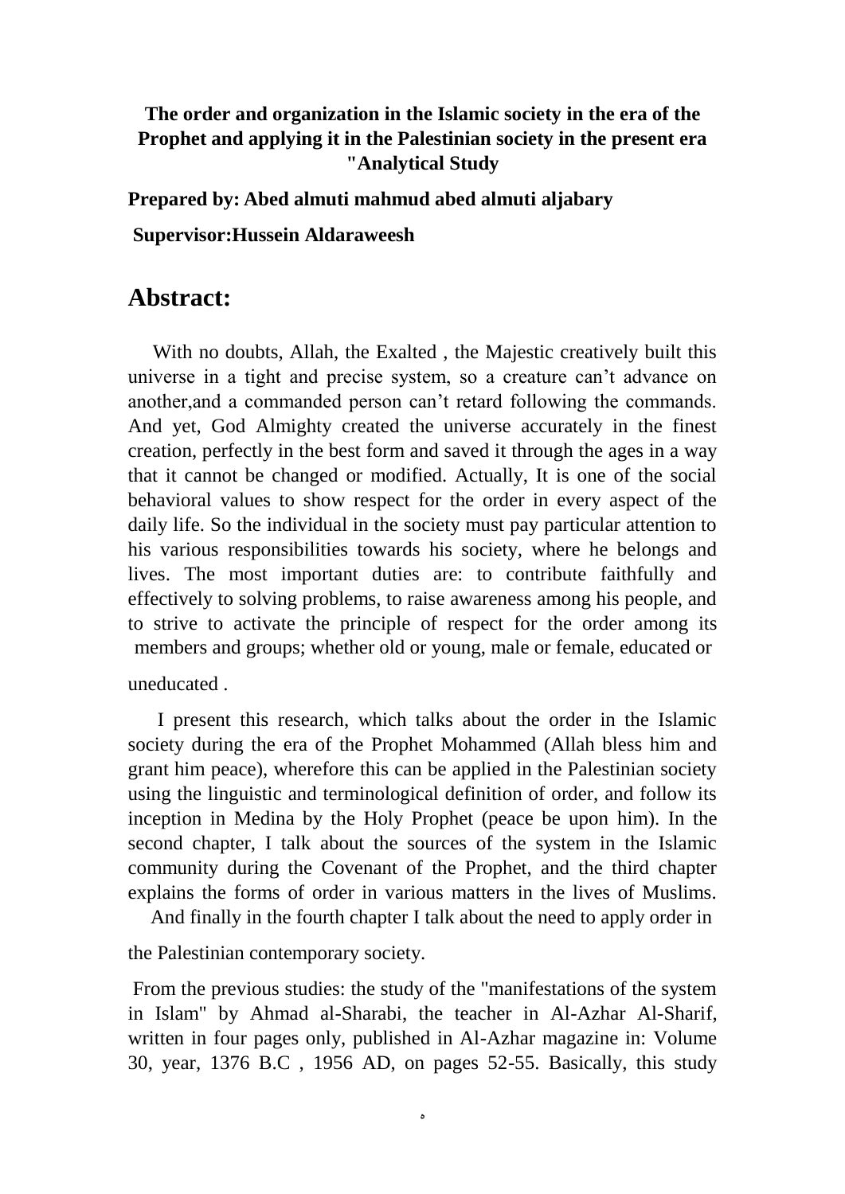**The order and organization in the Islamic society in the era of the Prophet and applying it in the Palestinian society in the present era "Analytical Study**

**Prepared by: Abed almuti mahmud abed almuti aljabary**

**Supervisor:Hussein Aldaraweesh**

## Abstract:

With no doubts, Allah, the Exalted , the Majestic creatively built this universe in a tight and precise system, so a creature can't advance on another,and a commanded person can't retard following the commands. And yet, God Almighty created the universe accurately in the finest creation, perfectly in the best form and saved it through the ages in a way that it cannot be changed or modified. Actually, It is one of the social behavioral values to show respect for the order in every aspect of the daily life. So the individual in the society must pay particular attention to his various responsibilities towards his society, where he belongs and lives. The most important duties are: to contribute faithfully and effectively to solving problems, to raise awareness among his people, and to strive to activate the principle of respect for the order among its members and groups; whether old or young, male or female, educated or uneducated .

I present this research, which talks about the order in the Islamic society during the era of the Prophet Mohammed (Allah bless him and grant him peace), wherefore this can be applied in the Palestinian society using the linguistic and terminological definition of order, and follow its inception in Medina by the Holy Prophet (peace be upon him). In the second chapter, I talk about the sources of the system in the Islamic community during the Covenant of the Prophet, and the third chapter explains the forms of order in various matters in the lives of Muslims. And finally in the fourth chapter I talk about the need to apply order in the Palestinian contemporary society.

From the previous studies: the study of the "manifestations of the system in Islam" by Ahmad al-Sharabi, the teacher in Al-Azhar Al-Sharif, written in four pages only, published in Al-Azhar magazine in: Volume 30, year, 1376 B.C , 1956 AD, on pages 52-55. Basically, this study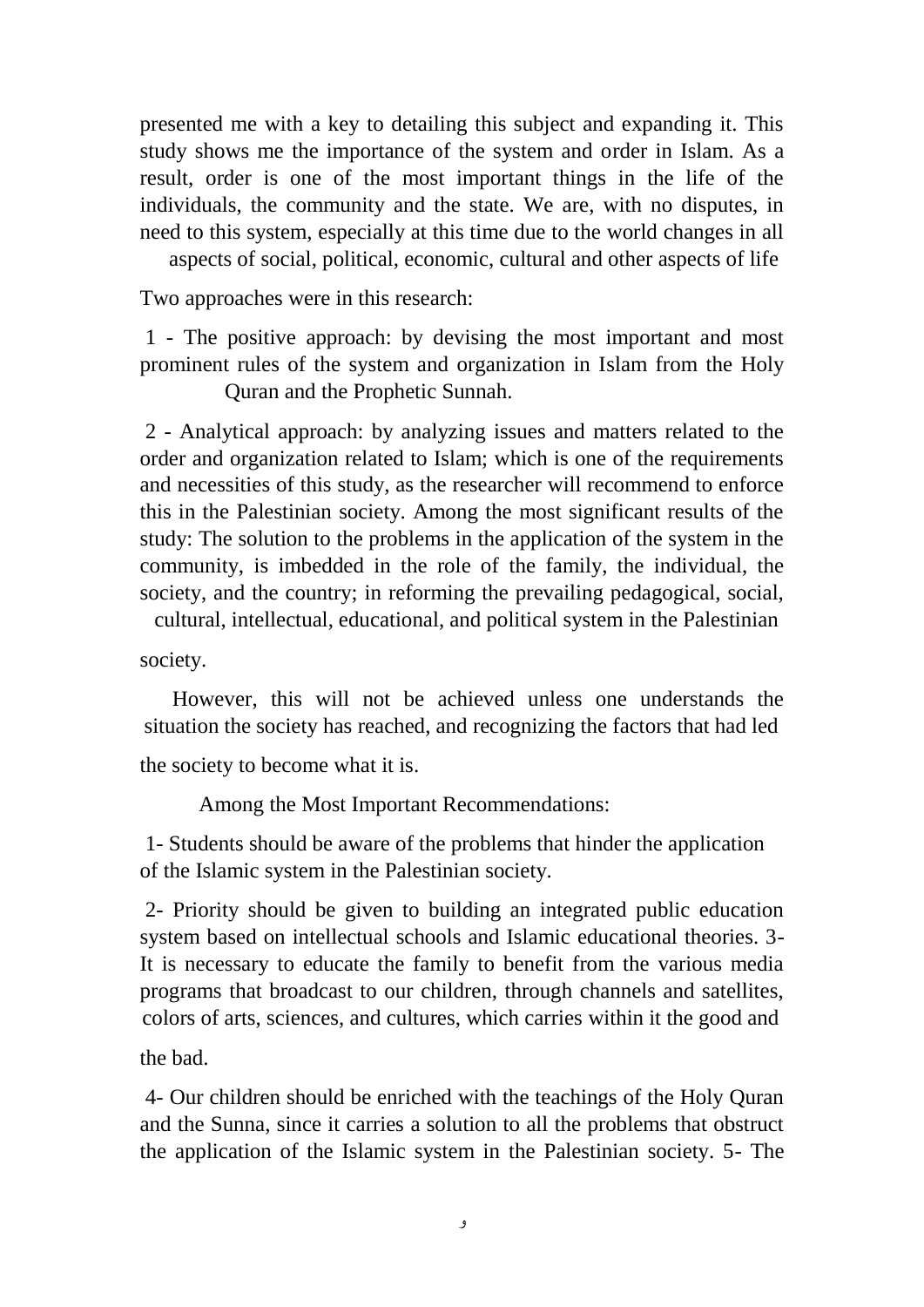presented me with a key to detailing this subject and expanding it. This study shows me the importance of the system and order in Islam. As a result, order is one of the most important things in the life of the individuals, the community and the state. We are, with no disputes, in need to this system, especially at this time due to the world changes in all aspects of social, political, economic, cultural and other aspects of life

Two approaches were in this research:

1 - The positive approach: by devising the most important and most prominent rules of the system and organization in Islam from the Holy Quran and the Prophetic Sunnah.

2 - Analytical approach: by analyzing issues and matters related to the order and organization related to Islam; which is one of the requirements and necessities of this study, as the researcher will recommend to enforce this in the Palestinian society. Among the most significant results of the study: The solution to the problems in the application of the system in the community, is imbedded in the role of the family, the individual, the society, and the country; in reforming the prevailing pedagogical, social, cultural, intellectual, educational, and political system in the Palestinian society.

However, this will not be achieved unless one understands the situation the society has reached, and recognizing the factors that had led the society to become what it is.

Among the Most Important Recommendations:

1- Students should be aware of the problems that hinder the application of the Islamic system in the Palestinian society.

2- Priority should be given to building an integrated public education system based on intellectual schools and Islamic educational theories. 3- It is necessary to educate the family to benefit from the various media programs that broadcast to our children, through channels and satellites, colors of arts, sciences, and cultures, which carries within it the good and the bad.

4- Our children should be enriched with the teachings of the Holy Quran and the Sunna, since it carries a solution to all the problems that obstruct the application of the Islamic system in the Palestinian society. 5- The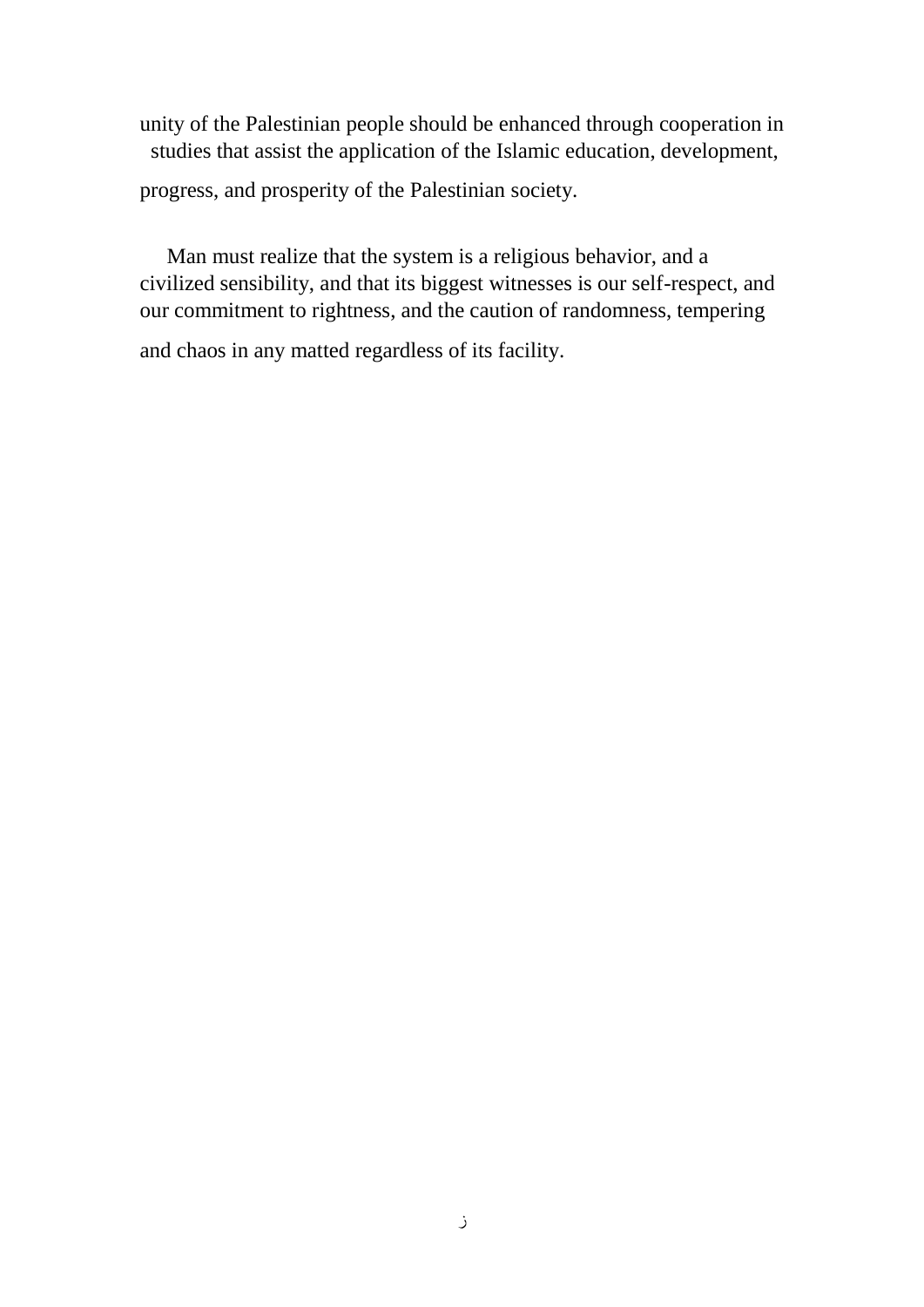unity of the Palestinian people should be enhanced through cooperation in studies that assist the application of the Islamic education, development, progress, and prosperity of the Palestinian society.

Man must realize that the system is a religious behavior, and a civilized sensibility, and that its biggest witnesses is our self-respect, and our commitment to rightness, and the caution of randomness, tempering and chaos in any matted regardless of its facility.